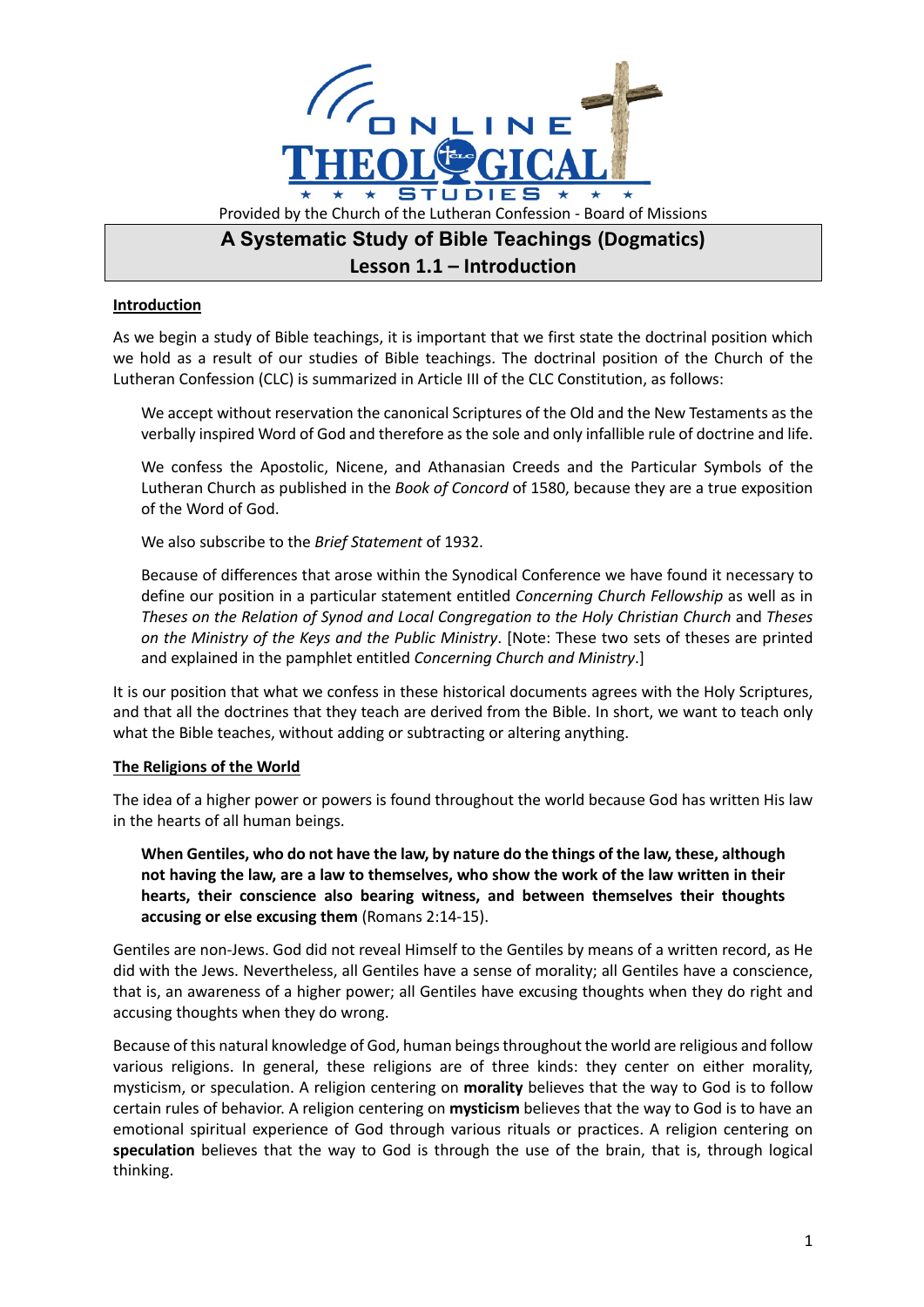Provided by the Church of the Lutheran Confession - Board of Missions

# A Systematic Study of Bible Teachings (Dogmatics)

## Lesson 1.1 – Introduction

### Introduction

As we begin a study of Bible teachings, it is important that we first state the doctrinal position which we hold as a result of our studies of Bible teachings. The doctrinal position of the Church of the Lutheran Confession (CLC) is summarized in Article III of the CLC Constitution, as follows:

> We accept without reservation the canonical Scriptures of the Old and the New Testaments as the verbally inspired Word of God and therefore as the sole and only infallible rule of doctrine and life.
>
> We confess the Apostolic, Nicene, and Athanasian Creeds and the Particular Symbols of the Lutheran Church as published in the *Book of Concord* of 1580, because they are a true exposition of the Word of God.
>
> We also subscribe to the *Brief Statement* of 1932.
>
> Because of differences that arose within the Synodical Conference we have found it necessary to define our position in a particular statement entitled *Concerning Church Fellowship* as well as in *Theses on the Relation of Synod and Local Congregation to the Holy Christian Church* and *Theses on the Ministry of the Keys and the Public Ministry*. [Note: These two sets of theses are printed and explained in the pamphlet entitled *Concerning Church and Ministry*.]

It is our position that what we confess in these historical documents agrees with the Holy Scriptures, and that all the doctrines that they teach are derived from the Bible. In short, we want to teach only what the Bible teaches, without adding or subtracting or altering anything.

### The Religions of the World

The idea of a higher power or powers is found throughout the world because God has written His law in the hearts of all human beings.

> **When Gentiles, who do not have the law, by nature do the things of the law, these, although not having the law, are a law to themselves, who show the work of the law written in their hearts, their conscience also bearing witness, and between themselves their thoughts accusing or else excusing them** (Romans 2:14-15).

Gentiles are non-Jews. God did not reveal Himself to the Gentiles by means of a written record, as He did with the Jews. Nevertheless, all Gentiles have a sense of morality; all Gentiles have a conscience, that is, an awareness of a higher power; all Gentiles have excusing thoughts when they do right and accusing thoughts when they do wrong.

Because of this natural knowledge of God, human beings throughout the world are religious and follow various religions. In general, these religions are of three kinds: they center on either morality, mysticism, or speculation. A religion centering on **morality** believes that the way to God is to follow certain rules of behavior. A religion centering on **mysticism** believes that the way to God is to have an emotional spiritual experience of God through various rituals or practices. A religion centering on **speculation** believes that the way to God is through the use of the brain, that is, through logical thinking.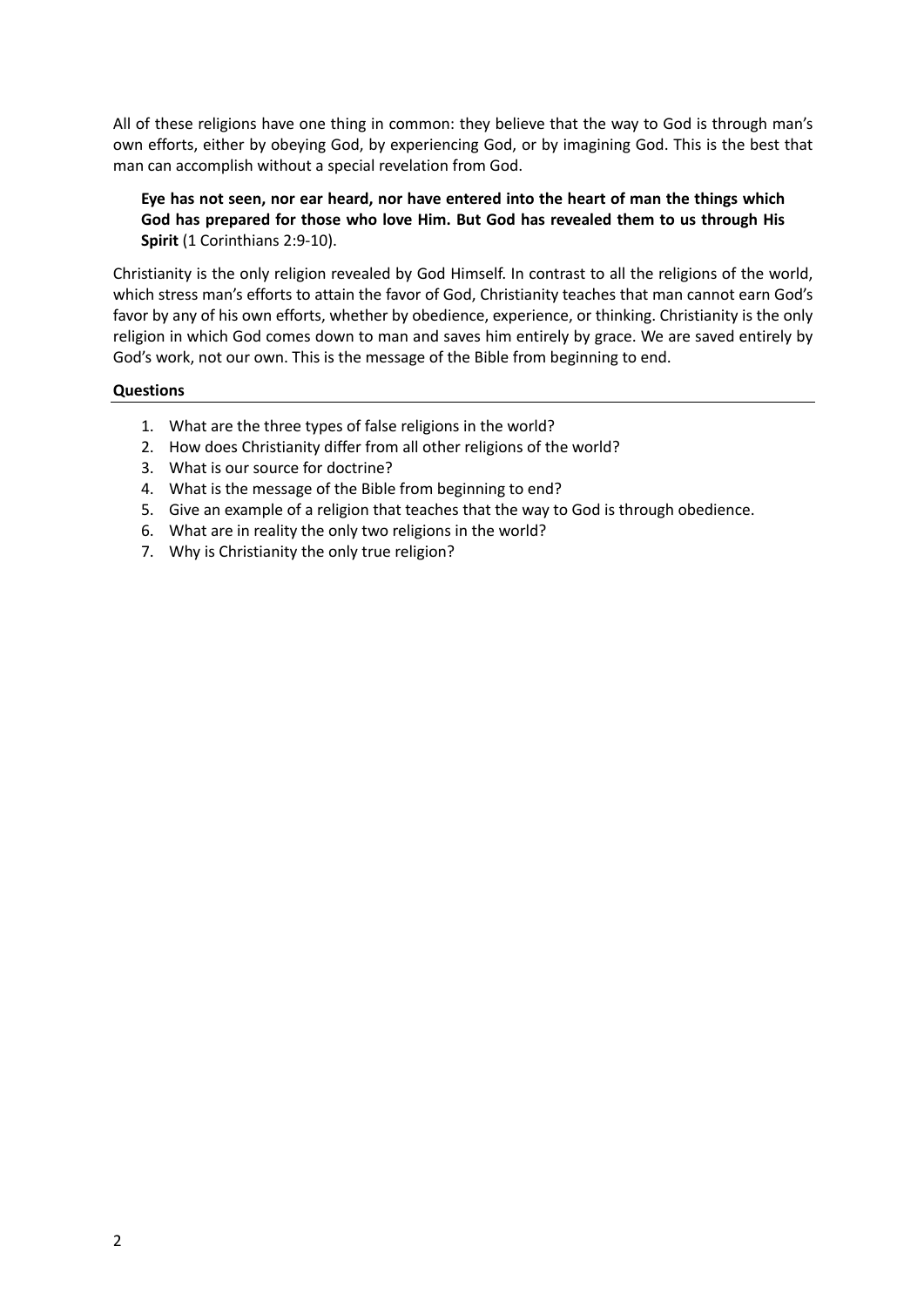All of these religions have one thing in common: they believe that the way to God is through man's own efforts, either by obeying God, by experiencing God, or by imagining God. This is the best that man can accomplish without a special revelation from God.

> **Eye has not seen, nor ear heard, nor have entered into the heart of man the things which God has prepared for those who love Him. But God has revealed them to us through His Spirit** (1 Corinthians 2:9-10).

Christianity is the only religion revealed by God Himself. In contrast to all the religions of the world, which stress man's efforts to attain the favor of God, Christianity teaches that man cannot earn God's favor by any of his own efforts, whether by obedience, experience, or thinking. Christianity is the only religion in which God comes down to man and saves him entirely by grace. We are saved entirely by God's work, not our own. This is the message of the Bible from beginning to end.

**Questions**

1. What are the three types of false religions in the world?
2. How does Christianity differ from all other religions of the world?
3. What is our source for doctrine?
4. What is the message of the Bible from beginning to end?
5. Give an example of a religion that teaches that the way to God is through obedience.
6. What are in reality the only two religions in the world?
7. Why is Christianity the only true religion?